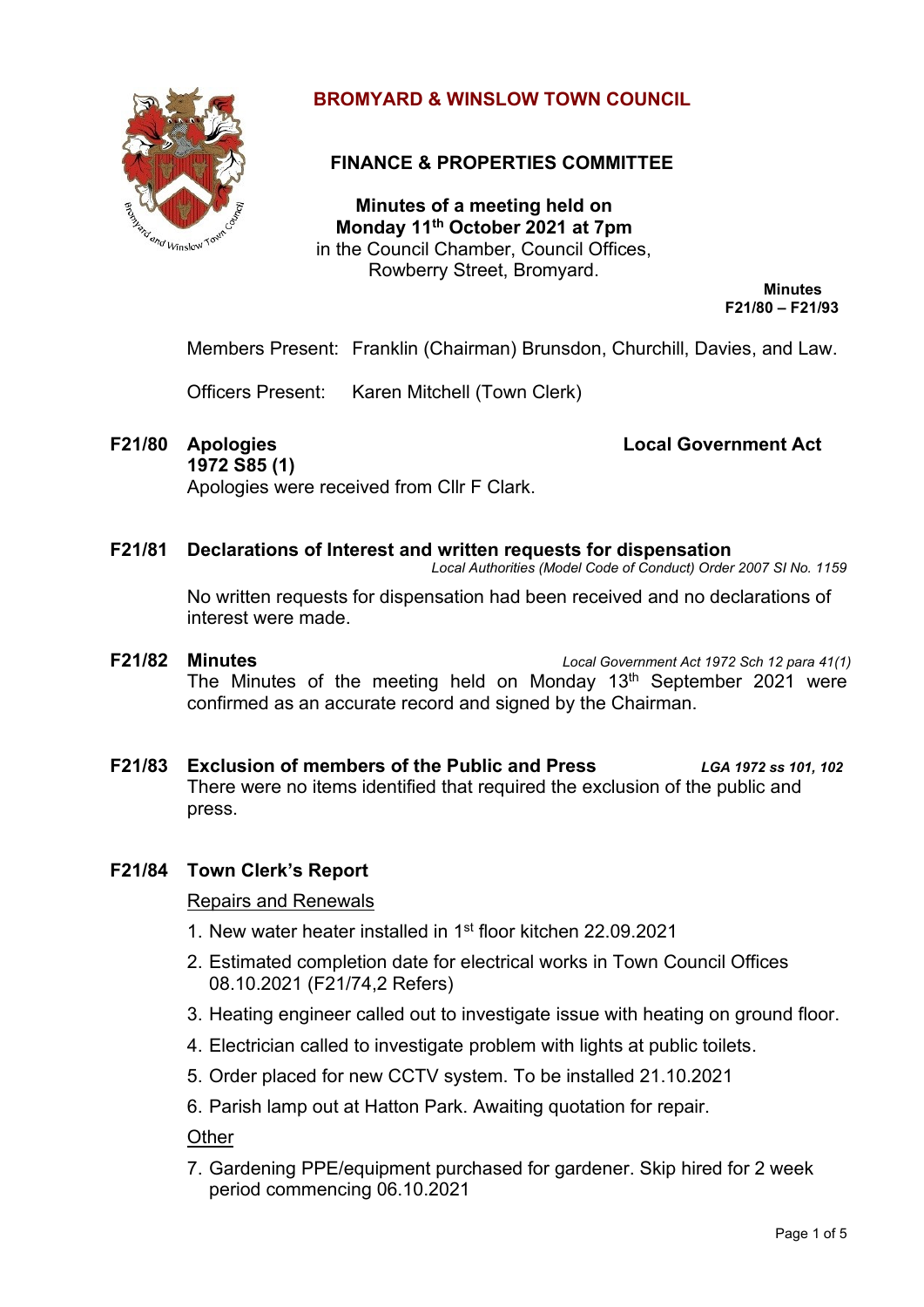# BROMYARD & WINSLOW TOWN COUNCIL

## FINANCE & PROPERTIES COMMITTEE

**Minutes of a meeting held on**
**Monday 11th October 2021 at 7pm**
in the Council Chamber, Council Offices,
Rowberry Street, Bromyard.

**Minutes**
**F21/80 – F21/93**

Members Present: Franklin (Chairman) Brunsdon, Churchill, Davies, and Law.

Officers Present: Karen Mitchell (Town Clerk)

**F21/80 Apologies** **Local Government Act 1972 S85 (1)**

Apologies were received from Cllr F Clark.

**F21/81 Declarations of Interest and written requests for dispensation**
*Local Authorities (Model Code of Conduct) Order 2007 SI No. 1159*

No written requests for dispensation had been received and no declarations of interest were made.

**F21/82 Minutes** *Local Government Act 1972 Sch 12 para 41(1)*

The Minutes of the meeting held on Monday 13th September 2021 were confirmed as an accurate record and signed by the Chairman.

**F21/83 Exclusion of members of the Public and Press** ***LGA 1972 ss 101, 102***

There were no items identified that required the exclusion of the public and press.

**F21/84 Town Clerk's Report**

Repairs and Renewals

1. New water heater installed in 1st floor kitchen 22.09.2021
2. Estimated completion date for electrical works in Town Council Offices 08.10.2021 (F21/74,2 Refers)
3. Heating engineer called out to investigate issue with heating on ground floor.
4. Electrician called to investigate problem with lights at public toilets.
5. Order placed for new CCTV system. To be installed 21.10.2021
6. Parish lamp out at Hatton Park. Awaiting quotation for repair.

Other

7. Gardening PPE/equipment purchased for gardener. Skip hired for 2 week period commencing 06.10.2021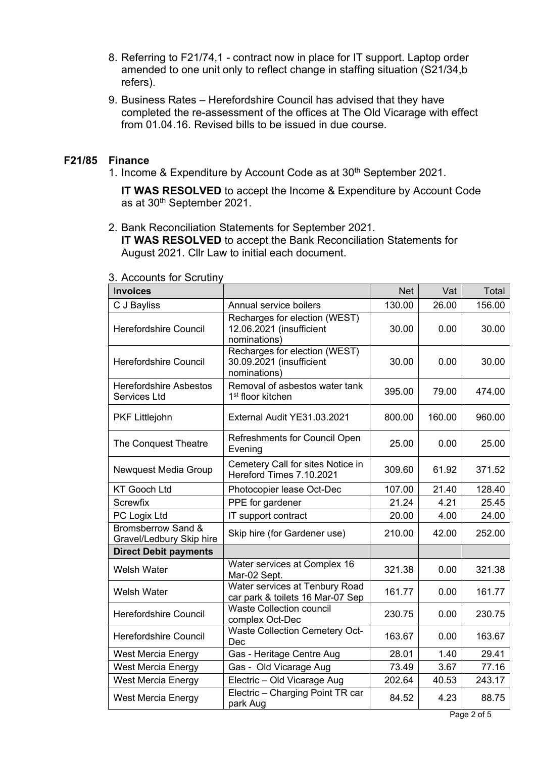8. Referring to F21/74,1 - contract now in place for IT support. Laptop order amended to one unit only to reflect change in staffing situation (S21/34,b refers).
9. Business Rates – Herefordshire Council has advised that they have completed the re-assessment of the offices at The Old Vicarage with effect from 01.04.16. Revised bills to be issued in due course.

## F21/85 Finance

1. Income & Expenditure by Account Code as at 30th September 2021.

   **IT WAS RESOLVED** to accept the Income & Expenditure by Account Code as at 30th September 2021.

2. Bank Reconciliation Statements for September 2021.
   **IT WAS RESOLVED** to accept the Bank Reconciliation Statements for August 2021. Cllr Law to initial each document.

3. Accounts for Scrutiny

| **Invoices** | | Net | Vat | Total |
|---|---|---|---|---|
| C J Bayliss | Annual service boilers | 130.00 | 26.00 | 156.00 |
| Herefordshire Council | Recharges for election (WEST) 12.06.2021 (insufficient nominations) | 30.00 | 0.00 | 30.00 |
| Herefordshire Council | Recharges for election (WEST) 30.09.2021 (insufficient nominations) | 30.00 | 0.00 | 30.00 |
| Herefordshire Asbestos Services Ltd | Removal of asbestos water tank 1st floor kitchen | 395.00 | 79.00 | 474.00 |
| PKF Littlejohn | External Audit YE31.03.2021 | 800.00 | 160.00 | 960.00 |
| The Conquest Theatre | Refreshments for Council Open Evening | 25.00 | 0.00 | 25.00 |
| Newquest Media Group | Cemetery Call for sites Notice in Hereford Times 7.10.2021 | 309.60 | 61.92 | 371.52 |
| KT Gooch Ltd | Photocopier lease Oct-Dec | 107.00 | 21.40 | 128.40 |
| Screwfix | PPE for gardener | 21.24 | 4.21 | 25.45 |
| PC Logix Ltd | IT support contract | 20.00 | 4.00 | 24.00 |
| Bromsberrow Sand & Gravel/Ledbury Skip hire | Skip hire (for Gardener use) | 210.00 | 42.00 | 252.00 |
| **Direct Debit payments** | | | | |
| Welsh Water | Water services at Complex 16 Mar-02 Sept. | 321.38 | 0.00 | 321.38 |
| Welsh Water | Water services at Tenbury Road car park & toilets 16 Mar-07 Sep | 161.77 | 0.00 | 161.77 |
| Herefordshire Council | Waste Collection council complex Oct-Dec | 230.75 | 0.00 | 230.75 |
| Herefordshire Council | Waste Collection Cemetery Oct-Dec | 163.67 | 0.00 | 163.67 |
| West Mercia Energy | Gas - Heritage Centre Aug | 28.01 | 1.40 | 29.41 |
| West Mercia Energy | Gas - Old Vicarage Aug | 73.49 | 3.67 | 77.16 |
| West Mercia Energy | Electric – Old Vicarage Aug | 202.64 | 40.53 | 243.17 |
| West Mercia Energy | Electric – Charging Point TR car park Aug | 84.52 | 4.23 | 88.75 |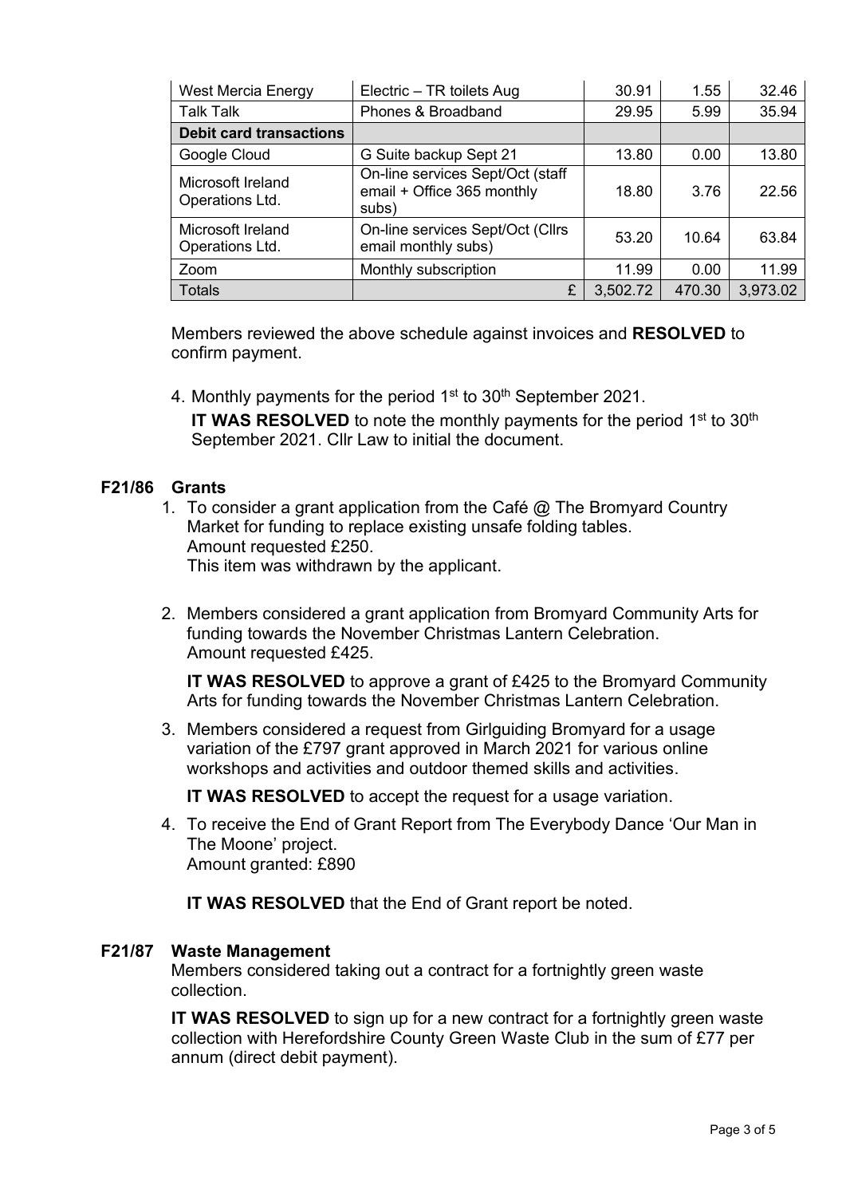| West Mercia Energy | Electric – TR toilets Aug | 30.91 | 1.55 | 32.46 |
|---|---|---|---|---|
| Talk Talk | Phones & Broadband | 29.95 | 5.99 | 35.94 |
| **Debit card transactions** | | | | |
| Google Cloud | G Suite backup Sept 21 | 13.80 | 0.00 | 13.80 |
| Microsoft Ireland Operations Ltd. | On-line services Sept/Oct (staff email + Office 365 monthly subs) | 18.80 | 3.76 | 22.56 |
| Microsoft Ireland Operations Ltd. | On-line services Sept/Oct (Cllrs email monthly subs) | 53.20 | 10.64 | 63.84 |
| Zoom | Monthly subscription | 11.99 | 0.00 | 11.99 |
| Totals | £ | 3,502.72 | 470.30 | 3,973.02 |

Members reviewed the above schedule against invoices and **RESOLVED** to confirm payment.

4. Monthly payments for the period 1st to 30th September 2021.
   **IT WAS RESOLVED** to note the monthly payments for the period 1st to 30th September 2021. Cllr Law to initial the document.

**F21/86 Grants**

1. To consider a grant application from the Café @ The Bromyard Country Market for funding to replace existing unsafe folding tables.
   Amount requested £250.
   This item was withdrawn by the applicant.

2. Members considered a grant application from Bromyard Community Arts for funding towards the November Christmas Lantern Celebration.
   Amount requested £425.

   **IT WAS RESOLVED** to approve a grant of £425 to the Bromyard Community Arts for funding towards the November Christmas Lantern Celebration.

3. Members considered a request from Girlguiding Bromyard for a usage variation of the £797 grant approved in March 2021 for various online workshops and activities and outdoor themed skills and activities.

   **IT WAS RESOLVED** to accept the request for a usage variation.

4. To receive the End of Grant Report from The Everybody Dance 'Our Man in The Moone' project.
   Amount granted: £890

   **IT WAS RESOLVED** that the End of Grant report be noted.

**F21/87 Waste Management**

Members considered taking out a contract for a fortnightly green waste collection.

**IT WAS RESOLVED** to sign up for a new contract for a fortnightly green waste collection with Herefordshire County Green Waste Club in the sum of £77 per annum (direct debit payment).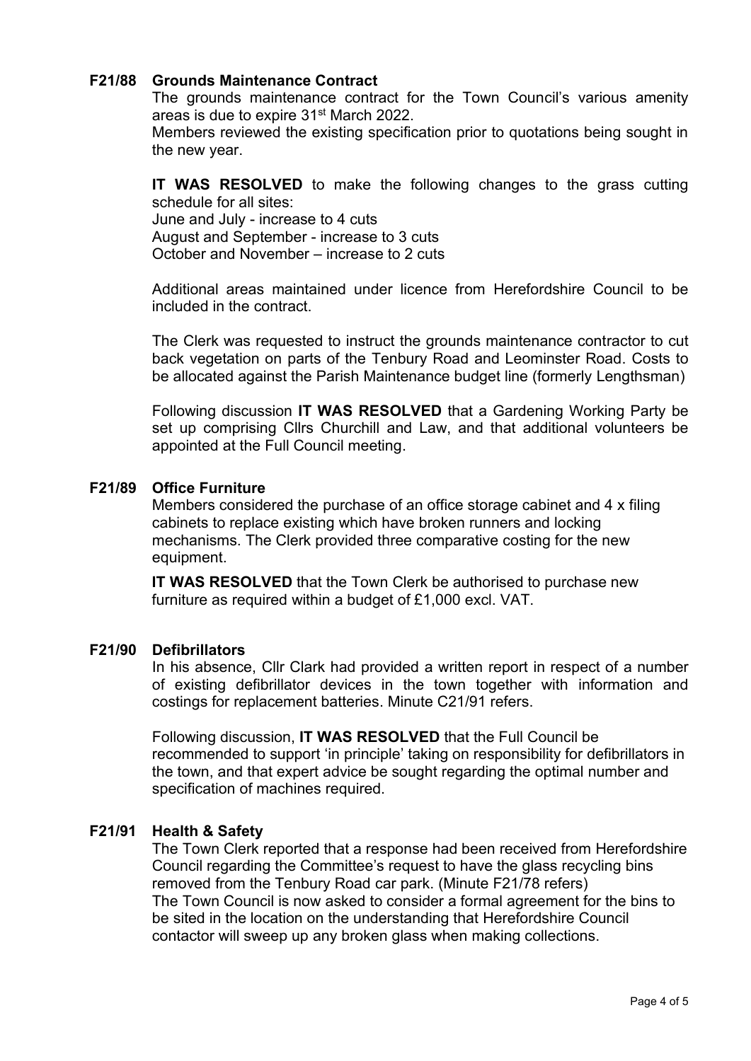### F21/88 Grounds Maintenance Contract

The grounds maintenance contract for the Town Council's various amenity areas is due to expire 31st March 2022.

Members reviewed the existing specification prior to quotations being sought in the new year.

**IT WAS RESOLVED** to make the following changes to the grass cutting schedule for all sites:

June and July - increase to 4 cuts
August and September - increase to 3 cuts
October and November – increase to 2 cuts

Additional areas maintained under licence from Herefordshire Council to be included in the contract.

The Clerk was requested to instruct the grounds maintenance contractor to cut back vegetation on parts of the Tenbury Road and Leominster Road. Costs to be allocated against the Parish Maintenance budget line (formerly Lengthsman)

Following discussion **IT WAS RESOLVED** that a Gardening Working Party be set up comprising Cllrs Churchill and Law, and that additional volunteers be appointed at the Full Council meeting.

### F21/89 Office Furniture

Members considered the purchase of an office storage cabinet and 4 x filing cabinets to replace existing which have broken runners and locking mechanisms. The Clerk provided three comparative costing for the new equipment.

**IT WAS RESOLVED** that the Town Clerk be authorised to purchase new furniture as required within a budget of £1,000 excl. VAT.

### F21/90 Defibrillators

In his absence, Cllr Clark had provided a written report in respect of a number of existing defibrillator devices in the town together with information and costings for replacement batteries. Minute C21/91 refers.

Following discussion, **IT WAS RESOLVED** that the Full Council be recommended to support 'in principle' taking on responsibility for defibrillators in the town, and that expert advice be sought regarding the optimal number and specification of machines required.

### F21/91 Health & Safety

The Town Clerk reported that a response had been received from Herefordshire Council regarding the Committee's request to have the glass recycling bins removed from the Tenbury Road car park. (Minute F21/78 refers)
The Town Council is now asked to consider a formal agreement for the bins to be sited in the location on the understanding that Herefordshire Council contactor will sweep up any broken glass when making collections.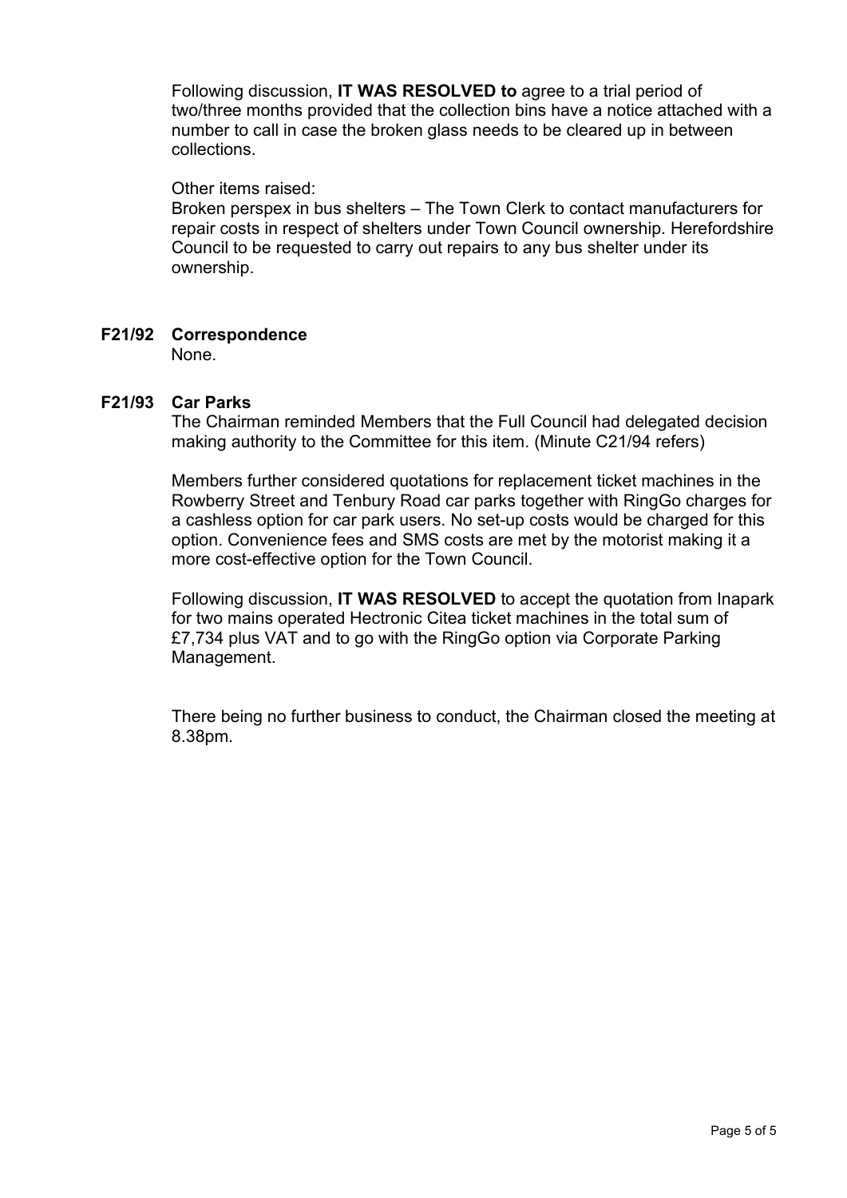Following discussion, **IT WAS RESOLVED to** agree to a trial period of two/three months provided that the collection bins have a notice attached with a number to call in case the broken glass needs to be cleared up in between collections.

Other items raised:
Broken perspex in bus shelters – The Town Clerk to contact manufacturers for repair costs in respect of shelters under Town Council ownership. Herefordshire Council to be requested to carry out repairs to any bus shelter under its ownership.

**F21/92 Correspondence**
None.

**F21/93 Car Parks**
The Chairman reminded Members that the Full Council had delegated decision making authority to the Committee for this item. (Minute C21/94 refers)

Members further considered quotations for replacement ticket machines in the Rowberry Street and Tenbury Road car parks together with RingGo charges for a cashless option for car park users. No set-up costs would be charged for this option. Convenience fees and SMS costs are met by the motorist making it a more cost-effective option for the Town Council.

Following discussion, **IT WAS RESOLVED** to accept the quotation from Inapark for two mains operated Hectronic Citea ticket machines in the total sum of £7,734 plus VAT and to go with the RingGo option via Corporate Parking Management.

There being no further business to conduct, the Chairman closed the meeting at 8.38pm.